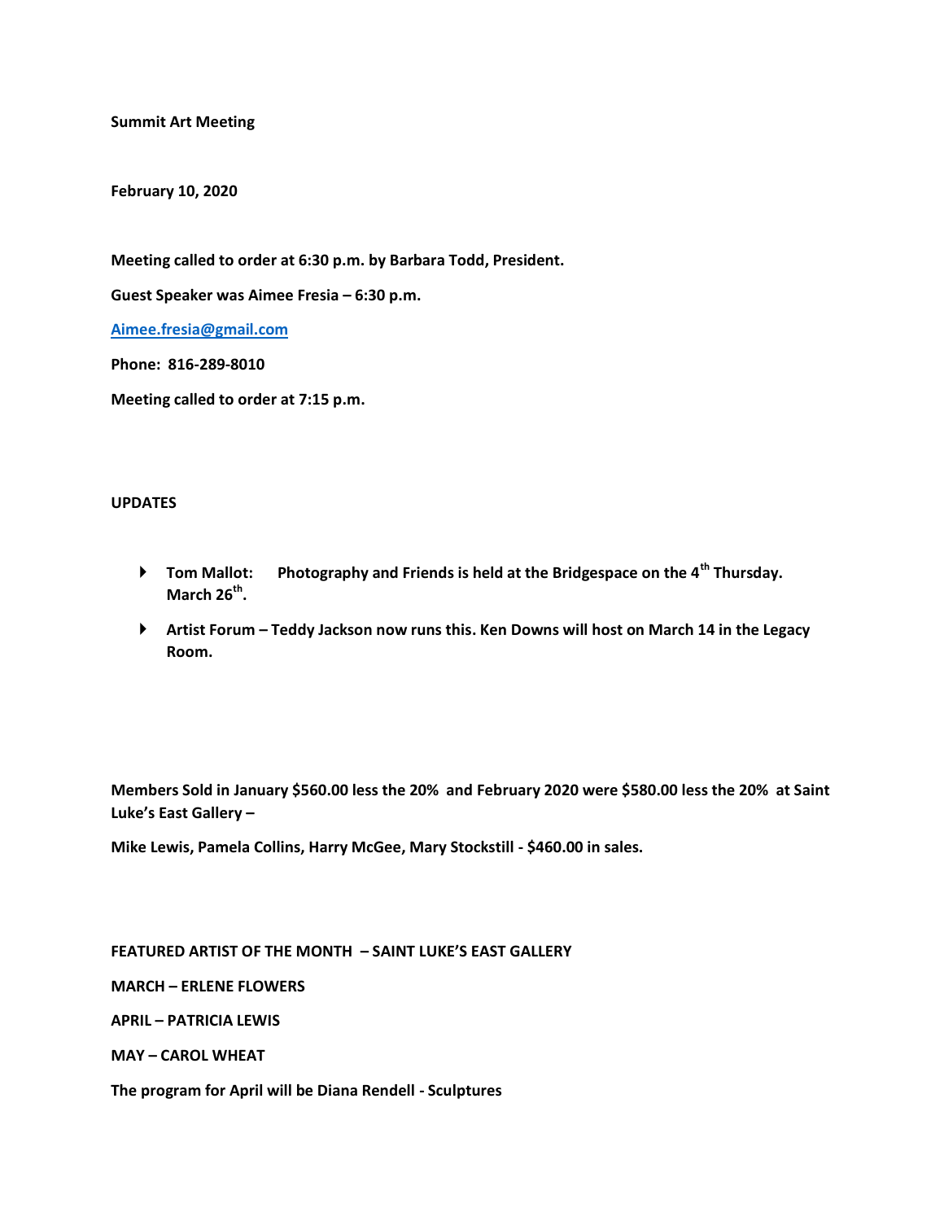**Summit Art Meeting**

**February 10, 2020**

**Meeting called to order at 6:30 p.m. by Barbara Todd, President.**

**Guest Speaker was Aimee Fresia – 6:30 p.m.**

**Aimee.fresia@gmail.com**

**Phone: 816-289-8010**

**Meeting called to order at 7:15 p.m.**

**UPDATES**

- **Tom Mallot: Photography and Friends is held at the Bridgespace on the 4th Thursday. March 26th.**
- **Artist Forum – Teddy Jackson now runs this. Ken Downs will host on March 14 in the Legacy Room.**

**Members Sold in January $560.00 less the 20% and February 2020 were $580.00 less the 20% at Saint Luke's East Gallery –**

**Mike Lewis, Pamela Collins, Harry McGee, Mary Stockstill - $460.00 in sales.**

**FEATURED ARTIST OF THE MONTH – SAINT LUKE'S EAST GALLERY**

**MARCH – ERLENE FLOWERS**

**APRIL – PATRICIA LEWIS**

**MAY – CAROL WHEAT**

**The program for April will be Diana Rendell - Sculptures**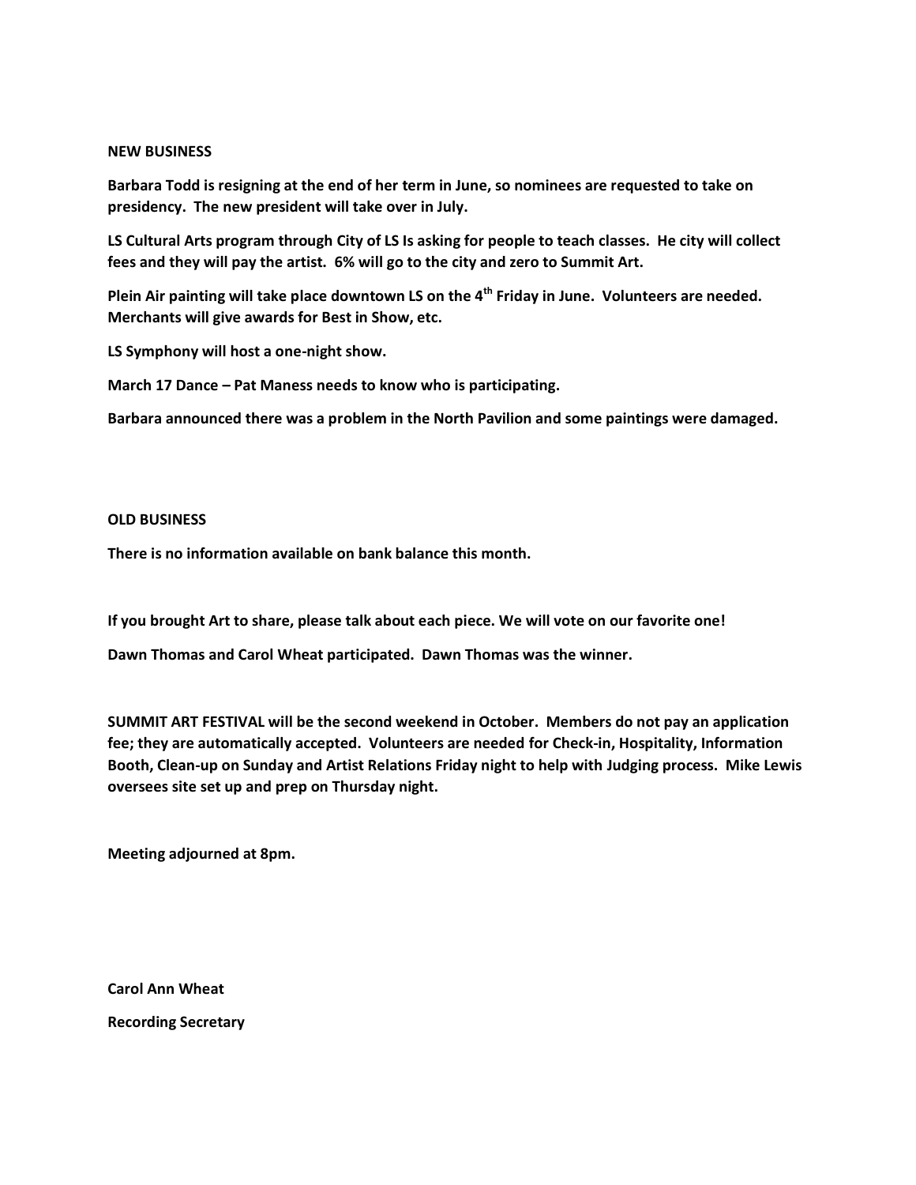**NEW BUSINESS**

**Barbara Todd is resigning at the end of her term in June, so nominees are requested to take on presidency. The new president will take over in July.**

**LS Cultural Arts program through City of LS Is asking for people to teach classes. He city will collect fees and they will pay the artist. 6% will go to the city and zero to Summit Art.**

**Plein Air painting will take place downtown LS on the 4th Friday in June. Volunteers are needed. Merchants will give awards for Best in Show, etc.**

**LS Symphony will host a one-night show.**

**March 17 Dance – Pat Maness needs to know who is participating.**

**Barbara announced there was a problem in the North Pavilion and some paintings were damaged.**

**OLD BUSINESS**

**There is no information available on bank balance this month.**

**If you brought Art to share, please talk about each piece. We will vote on our favorite one!**

**Dawn Thomas and Carol Wheat participated. Dawn Thomas was the winner.**

**SUMMIT ART FESTIVAL will be the second weekend in October. Members do not pay an application fee; they are automatically accepted. Volunteers are needed for Check-in, Hospitality, Information Booth, Clean-up on Sunday and Artist Relations Friday night to help with Judging process. Mike Lewis oversees site set up and prep on Thursday night.**

**Meeting adjourned at 8pm.**

**Carol Ann Wheat**

**Recording Secretary**